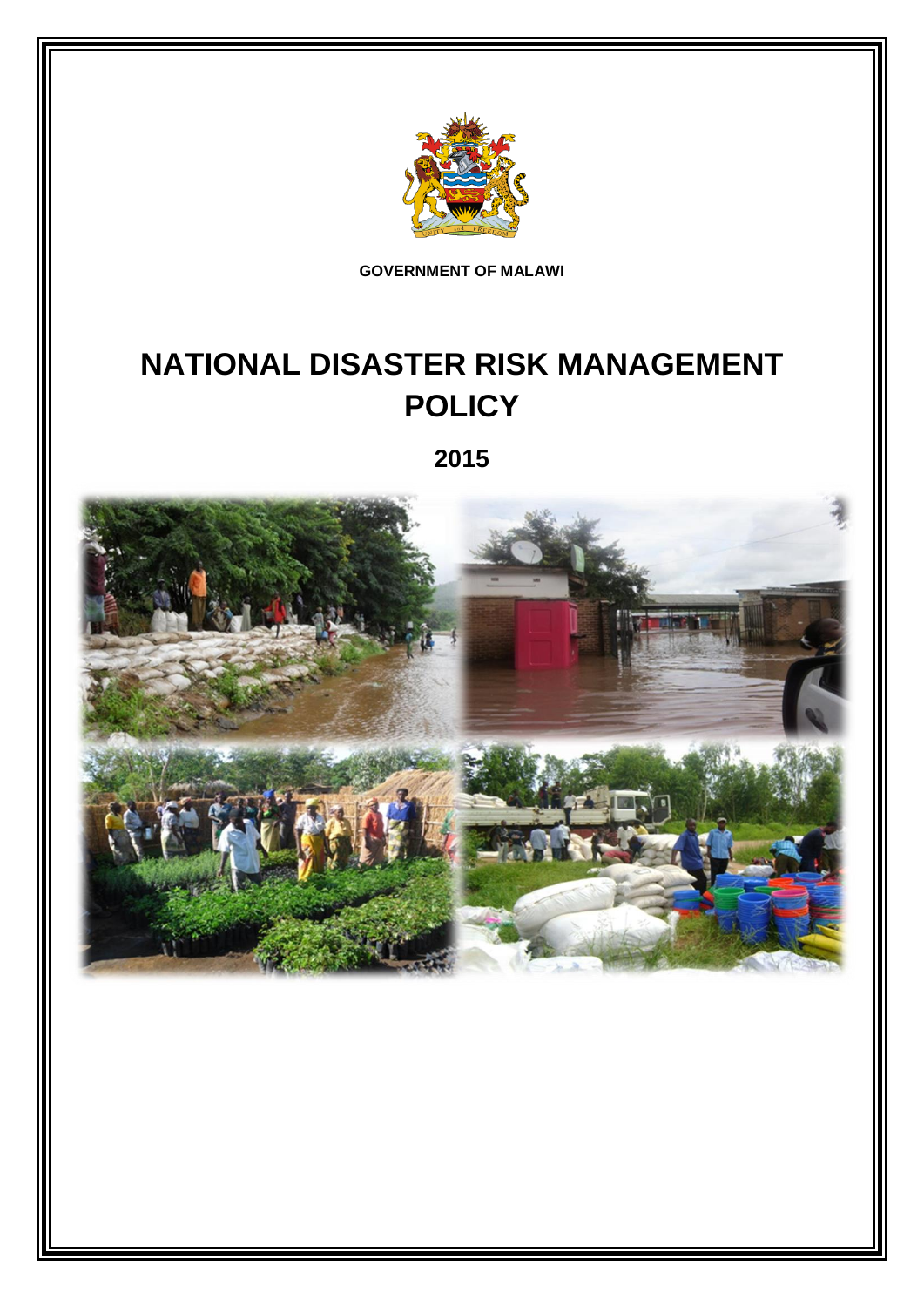GOVERNMENT OF MALAWI

# NATIONAL DISASTER RISK MANAGEMENT POLICY

## 2015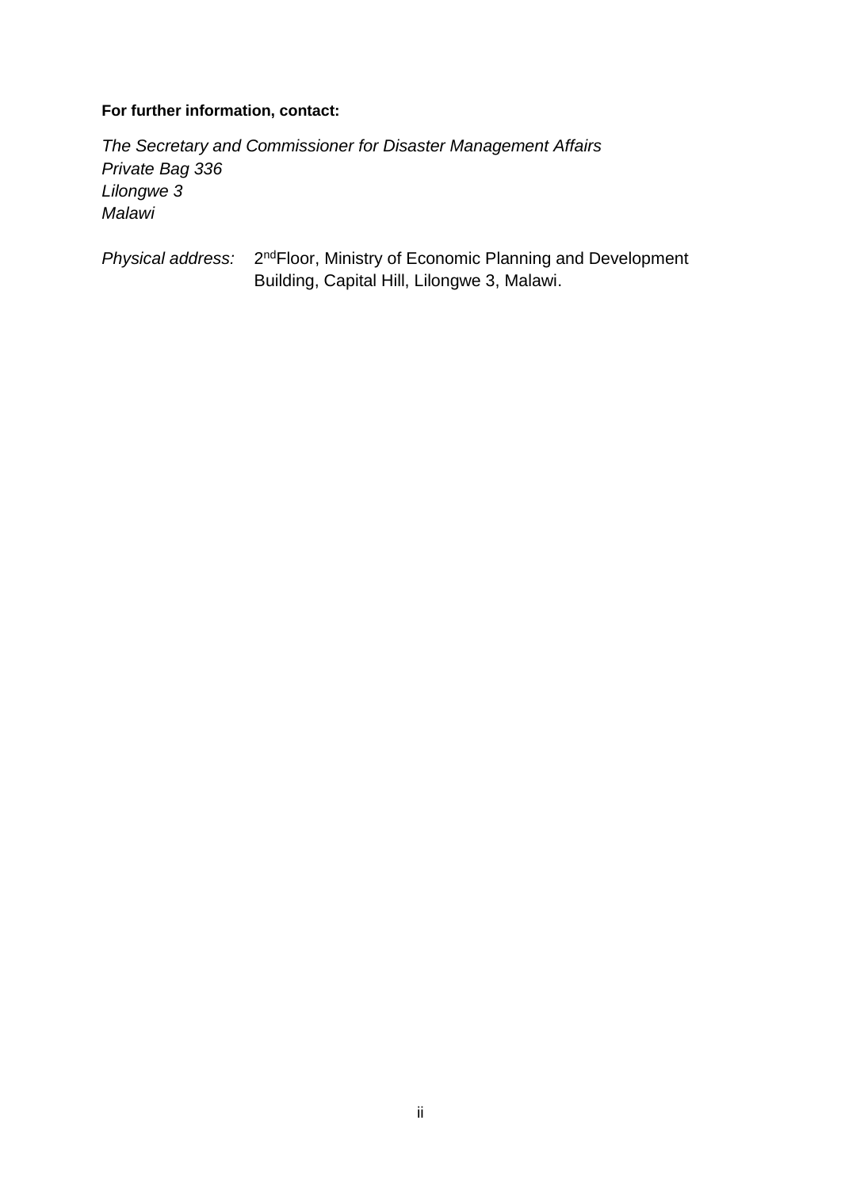**For further information, contact:**

*The Secretary and Commissioner for Disaster Management Affairs*
*Private Bag 336*
*Lilongwe 3*
*Malawi*

*Physical address:* 2nd Floor, Ministry of Economic Planning and Development Building, Capital Hill, Lilongwe 3, Malawi.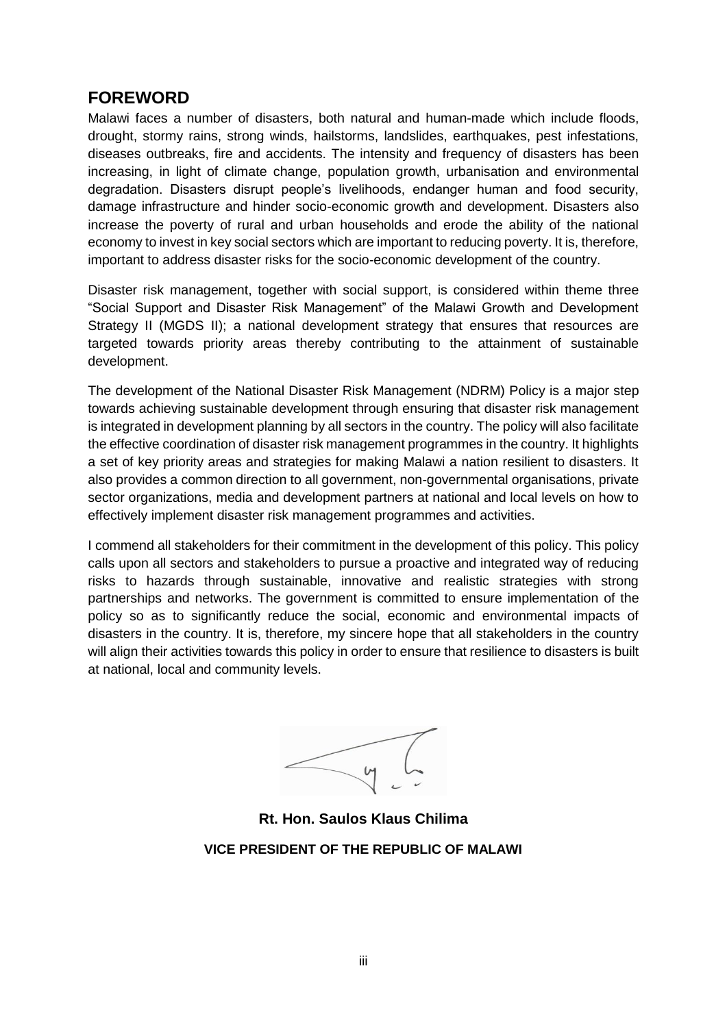## FOREWORD

Malawi faces a number of disasters, both natural and human-made which include floods, drought, stormy rains, strong winds, hailstorms, landslides, earthquakes, pest infestations, diseases outbreaks, fire and accidents. The intensity and frequency of disasters has been increasing, in light of climate change, population growth, urbanisation and environmental degradation. Disasters disrupt people's livelihoods, endanger human and food security, damage infrastructure and hinder socio-economic growth and development. Disasters also increase the poverty of rural and urban households and erode the ability of the national economy to invest in key social sectors which are important to reducing poverty. It is, therefore, important to address disaster risks for the socio-economic development of the country.

Disaster risk management, together with social support, is considered within theme three "Social Support and Disaster Risk Management" of the Malawi Growth and Development Strategy II (MGDS II); a national development strategy that ensures that resources are targeted towards priority areas thereby contributing to the attainment of sustainable development.

The development of the National Disaster Risk Management (NDRM) Policy is a major step towards achieving sustainable development through ensuring that disaster risk management is integrated in development planning by all sectors in the country. The policy will also facilitate the effective coordination of disaster risk management programmes in the country. It highlights a set of key priority areas and strategies for making Malawi a nation resilient to disasters. It also provides a common direction to all government, non-governmental organisations, private sector organizations, media and development partners at national and local levels on how to effectively implement disaster risk management programmes and activities.

I commend all stakeholders for their commitment in the development of this policy. This policy calls upon all sectors and stakeholders to pursue a proactive and integrated way of reducing risks to hazards through sustainable, innovative and realistic strategies with strong partnerships and networks. The government is committed to ensure implementation of the policy so as to significantly reduce the social, economic and environmental impacts of disasters in the country. It is, therefore, my sincere hope that all stakeholders in the country will align their activities towards this policy in order to ensure that resilience to disasters is built at national, local and community levels.

**Rt. Hon. Saulos Klaus Chilima**

**VICE PRESIDENT OF THE REPUBLIC OF MALAWI**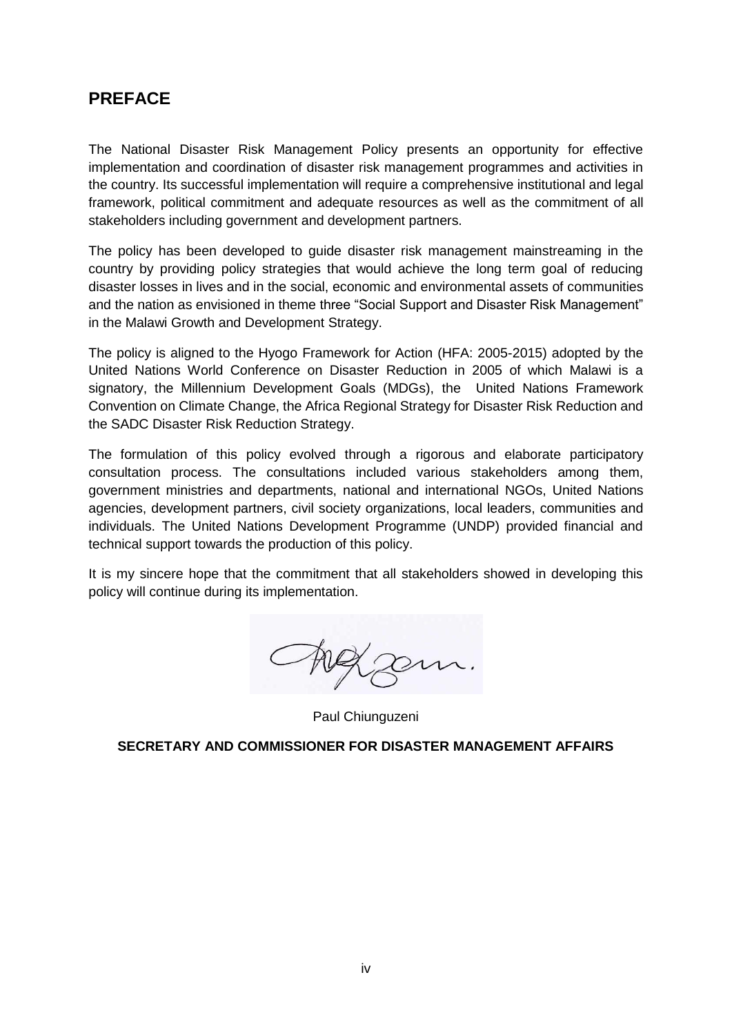## PREFACE

The National Disaster Risk Management Policy presents an opportunity for effective implementation and coordination of disaster risk management programmes and activities in the country. Its successful implementation will require a comprehensive institutional and legal framework, political commitment and adequate resources as well as the commitment of all stakeholders including government and development partners.

The policy has been developed to guide disaster risk management mainstreaming in the country by providing policy strategies that would achieve the long term goal of reducing disaster losses in lives and in the social, economic and environmental assets of communities and the nation as envisioned in theme three "Social Support and Disaster Risk Management" in the Malawi Growth and Development Strategy.

The policy is aligned to the Hyogo Framework for Action (HFA: 2005-2015) adopted by the United Nations World Conference on Disaster Reduction in 2005 of which Malawi is a signatory, the Millennium Development Goals (MDGs), the United Nations Framework Convention on Climate Change, the Africa Regional Strategy for Disaster Risk Reduction and the SADC Disaster Risk Reduction Strategy.

The formulation of this policy evolved through a rigorous and elaborate participatory consultation process. The consultations included various stakeholders among them, government ministries and departments, national and international NGOs, United Nations agencies, development partners, civil society organizations, local leaders, communities and individuals. The United Nations Development Programme (UNDP) provided financial and technical support towards the production of this policy.

It is my sincere hope that the commitment that all stakeholders showed in developing this policy will continue during its implementation.

Paul Chiunguzeni

**SECRETARY AND COMMISSIONER FOR DISASTER MANAGEMENT AFFAIRS**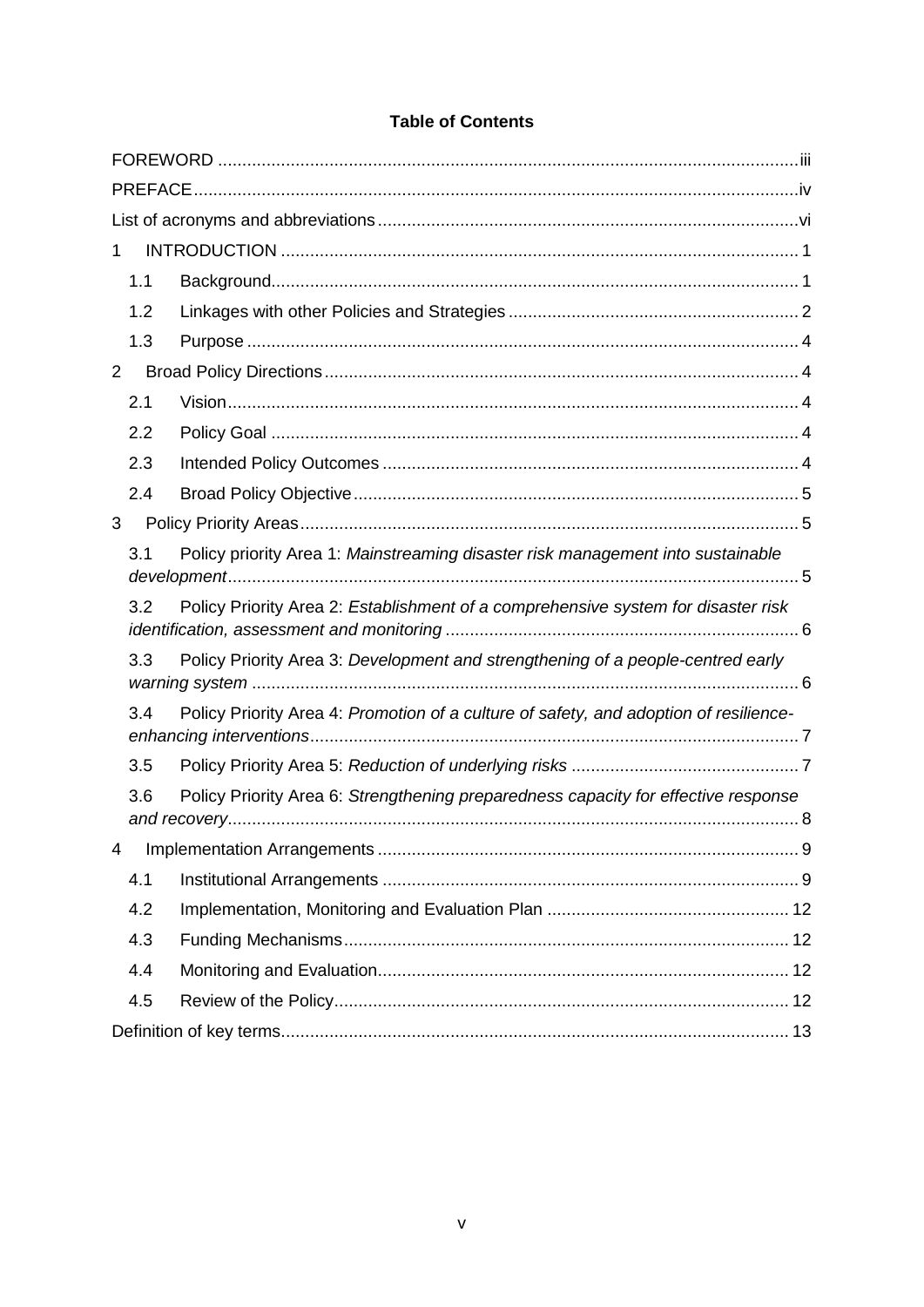# Table of Contents

FOREWORD ..... iii

PREFACE ..... iv

List of acronyms and abbreviations ..... vi

1 INTRODUCTION ..... 1

- 1.1 Background ..... 1
- 1.2 Linkages with other Policies and Strategies ..... 2
- 1.3 Purpose ..... 4

2 Broad Policy Directions ..... 4

- 2.1 Vision ..... 4
- 2.2 Policy Goal ..... 4
- 2.3 Intended Policy Outcomes ..... 4
- 2.4 Broad Policy Objective ..... 5

3 Policy Priority Areas ..... 5

- 3.1 Policy priority Area 1: *Mainstreaming disaster risk management into sustainable development* ..... 5
- 3.2 Policy Priority Area 2: *Establishment of a comprehensive system for disaster risk identification, assessment and monitoring* ..... 6
- 3.3 Policy Priority Area 3: *Development and strengthening of a people-centred early warning system* ..... 6
- 3.4 Policy Priority Area 4: *Promotion of a culture of safety, and adoption of resilience-enhancing interventions* ..... 7
- 3.5 Policy Priority Area 5: *Reduction of underlying risks* ..... 7
- 3.6 Policy Priority Area 6: *Strengthening preparedness capacity for effective response and recovery* ..... 8

4 Implementation Arrangements ..... 9

- 4.1 Institutional Arrangements ..... 9
- 4.2 Implementation, Monitoring and Evaluation Plan ..... 12
- 4.3 Funding Mechanisms ..... 12
- 4.4 Monitoring and Evaluation ..... 12
- 4.5 Review of the Policy ..... 12

Definition of key terms ..... 13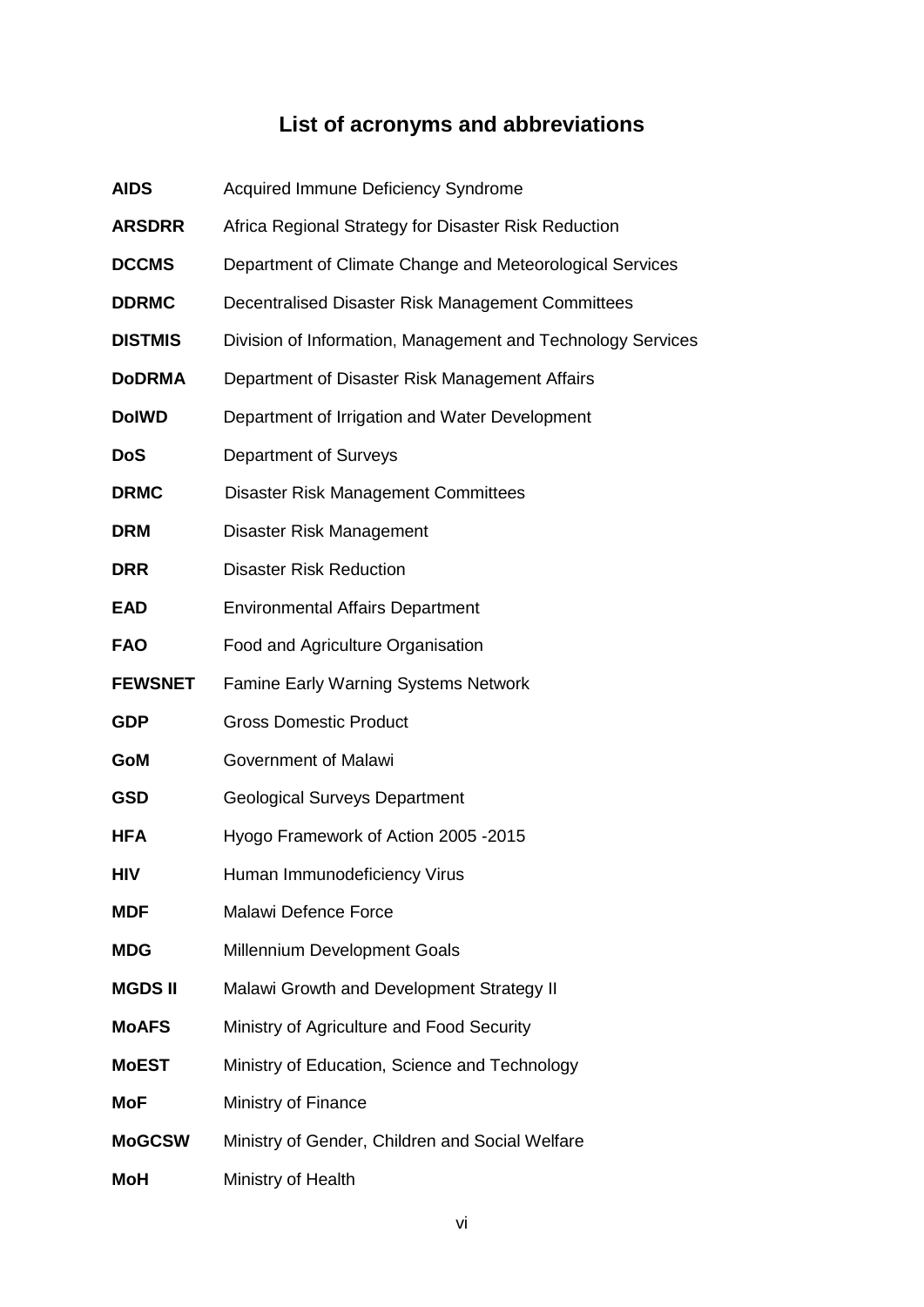# List of acronyms and abbreviations

| | |
|---|---|
| **AIDS** | Acquired Immune Deficiency Syndrome |
| **ARSDRR** | Africa Regional Strategy for Disaster Risk Reduction |
| **DCCMS** | Department of Climate Change and Meteorological Services |
| **DDRMC** | Decentralised Disaster Risk Management Committees |
| **DISTMIS** | Division of Information, Management and Technology Services |
| **DoDRMA** | Department of Disaster Risk Management Affairs |
| **DoIWD** | Department of Irrigation and Water Development |
| **DoS** | Department of Surveys |
| **DRMC** | Disaster Risk Management Committees |
| **DRM** | Disaster Risk Management |
| **DRR** | Disaster Risk Reduction |
| **EAD** | Environmental Affairs Department |
| **FAO** | Food and Agriculture Organisation |
| **FEWSNET** | Famine Early Warning Systems Network |
| **GDP** | Gross Domestic Product |
| **GoM** | Government of Malawi |
| **GSD** | Geological Surveys Department |
| **HFA** | Hyogo Framework of Action 2005 -2015 |
| **HIV** | Human Immunodeficiency Virus |
| **MDF** | Malawi Defence Force |
| **MDG** | Millennium Development Goals |
| **MGDS II** | Malawi Growth and Development Strategy II |
| **MoAFS** | Ministry of Agriculture and Food Security |
| **MoEST** | Ministry of Education, Science and Technology |
| **MoF** | Ministry of Finance |
| **MoGCSW** | Ministry of Gender, Children and Social Welfare |
| **MoH** | Ministry of Health |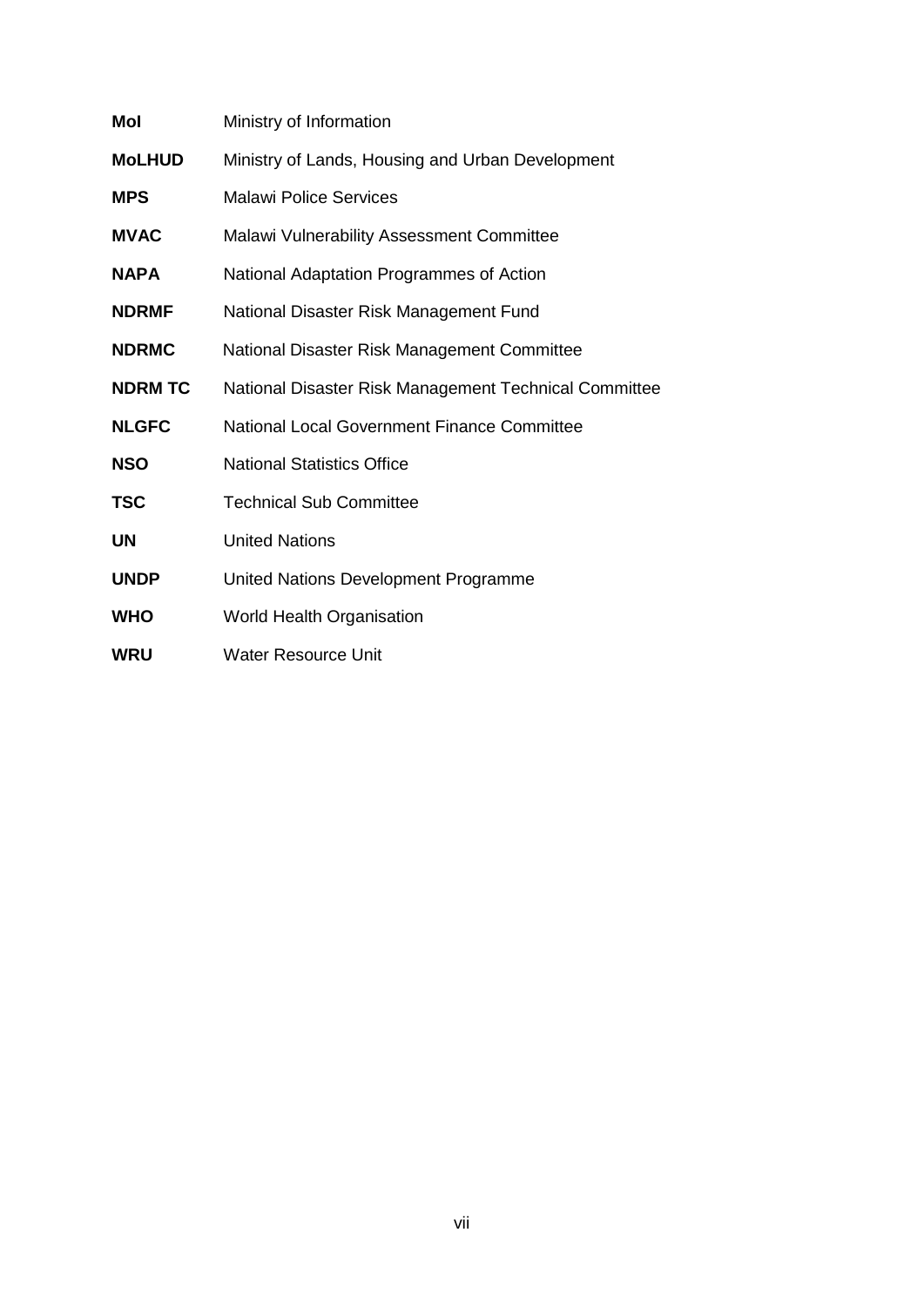| | |
|---|---|
| **MoI** | Ministry of Information |
| **MoLHUD** | Ministry of Lands, Housing and Urban Development |
| **MPS** | Malawi Police Services |
| **MVAC** | Malawi Vulnerability Assessment Committee |
| **NAPA** | National Adaptation Programmes of Action |
| **NDRMF** | National Disaster Risk Management Fund |
| **NDRMC** | National Disaster Risk Management Committee |
| **NDRM TC** | National Disaster Risk Management Technical Committee |
| **NLGFC** | National Local Government Finance Committee |
| **NSO** | National Statistics Office |
| **TSC** | Technical Sub Committee |
| **UN** | United Nations |
| **UNDP** | United Nations Development Programme |
| **WHO** | World Health Organisation |
| **WRU** | Water Resource Unit |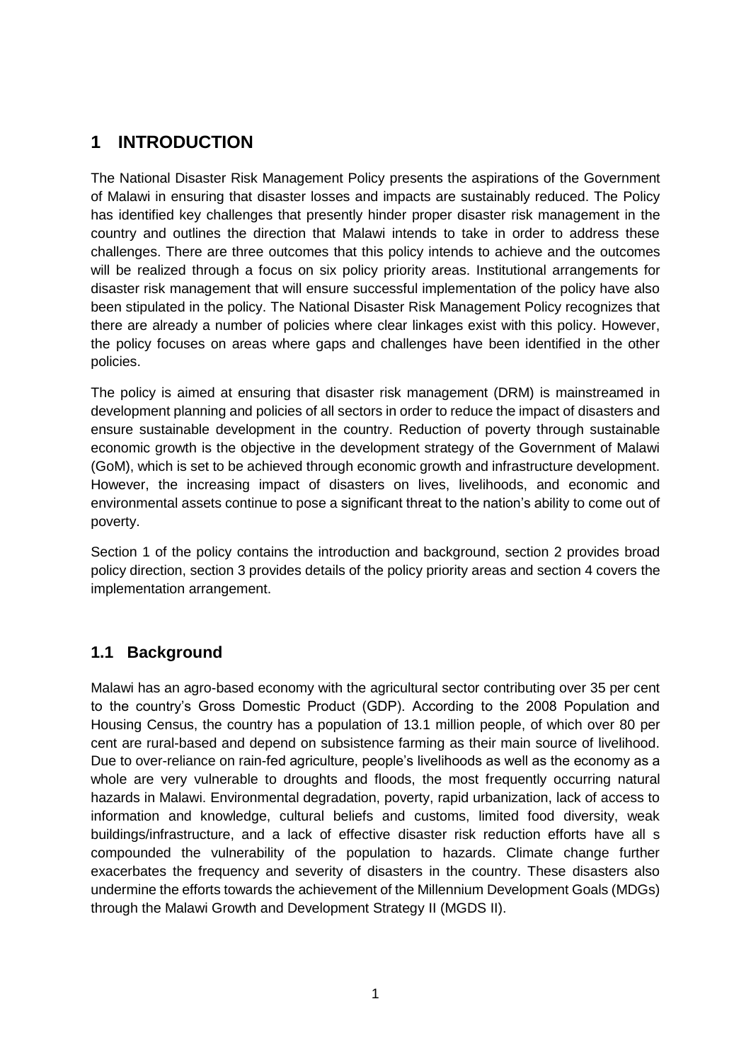# 1 INTRODUCTION

The National Disaster Risk Management Policy presents the aspirations of the Government of Malawi in ensuring that disaster losses and impacts are sustainably reduced. The Policy has identified key challenges that presently hinder proper disaster risk management in the country and outlines the direction that Malawi intends to take in order to address these challenges. There are three outcomes that this policy intends to achieve and the outcomes will be realized through a focus on six policy priority areas. Institutional arrangements for disaster risk management that will ensure successful implementation of the policy have also been stipulated in the policy. The National Disaster Risk Management Policy recognizes that there are already a number of policies where clear linkages exist with this policy. However, the policy focuses on areas where gaps and challenges have been identified in the other policies.

The policy is aimed at ensuring that disaster risk management (DRM) is mainstreamed in development planning and policies of all sectors in order to reduce the impact of disasters and ensure sustainable development in the country. Reduction of poverty through sustainable economic growth is the objective in the development strategy of the Government of Malawi (GoM), which is set to be achieved through economic growth and infrastructure development. However, the increasing impact of disasters on lives, livelihoods, and economic and environmental assets continue to pose a significant threat to the nation's ability to come out of poverty.

Section 1 of the policy contains the introduction and background, section 2 provides broad policy direction, section 3 provides details of the policy priority areas and section 4 covers the implementation arrangement.

## 1.1 Background

Malawi has an agro-based economy with the agricultural sector contributing over 35 per cent to the country's Gross Domestic Product (GDP). According to the 2008 Population and Housing Census, the country has a population of 13.1 million people, of which over 80 per cent are rural-based and depend on subsistence farming as their main source of livelihood. Due to over-reliance on rain-fed agriculture, people's livelihoods as well as the economy as a whole are very vulnerable to droughts and floods, the most frequently occurring natural hazards in Malawi. Environmental degradation, poverty, rapid urbanization, lack of access to information and knowledge, cultural beliefs and customs, limited food diversity, weak buildings/infrastructure, and a lack of effective disaster risk reduction efforts have all s compounded the vulnerability of the population to hazards. Climate change further exacerbates the frequency and severity of disasters in the country. These disasters also undermine the efforts towards the achievement of the Millennium Development Goals (MDGs) through the Malawi Growth and Development Strategy II (MGDS II).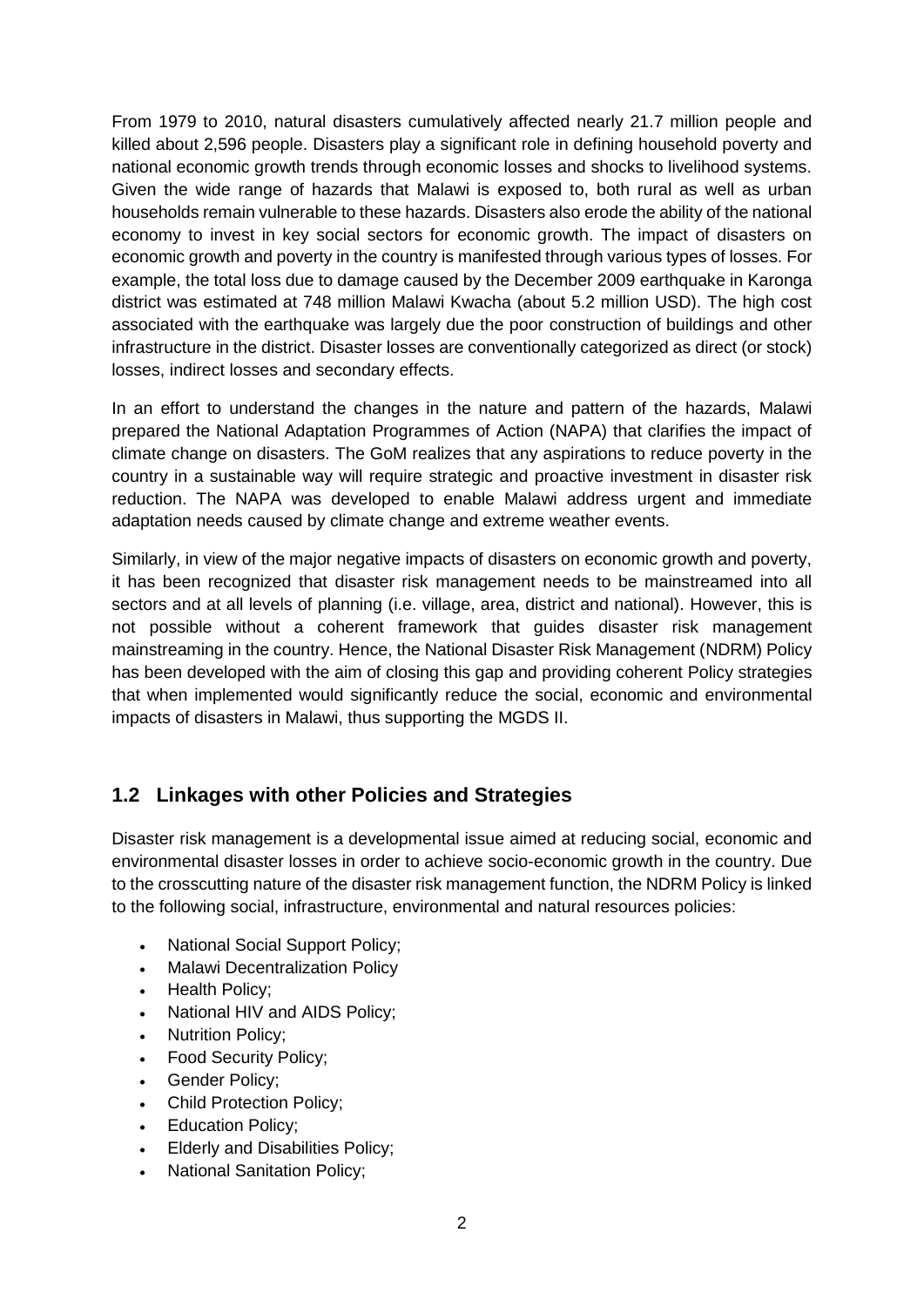From 1979 to 2010, natural disasters cumulatively affected nearly 21.7 million people and killed about 2,596 people. Disasters play a significant role in defining household poverty and national economic growth trends through economic losses and shocks to livelihood systems. Given the wide range of hazards that Malawi is exposed to, both rural as well as urban households remain vulnerable to these hazards. Disasters also erode the ability of the national economy to invest in key social sectors for economic growth. The impact of disasters on economic growth and poverty in the country is manifested through various types of losses. For example, the total loss due to damage caused by the December 2009 earthquake in Karonga district was estimated at 748 million Malawi Kwacha (about 5.2 million USD). The high cost associated with the earthquake was largely due the poor construction of buildings and other infrastructure in the district. Disaster losses are conventionally categorized as direct (or stock) losses, indirect losses and secondary effects.

In an effort to understand the changes in the nature and pattern of the hazards, Malawi prepared the National Adaptation Programmes of Action (NAPA) that clarifies the impact of climate change on disasters. The GoM realizes that any aspirations to reduce poverty in the country in a sustainable way will require strategic and proactive investment in disaster risk reduction. The NAPA was developed to enable Malawi address urgent and immediate adaptation needs caused by climate change and extreme weather events.

Similarly, in view of the major negative impacts of disasters on economic growth and poverty, it has been recognized that disaster risk management needs to be mainstreamed into all sectors and at all levels of planning (i.e. village, area, district and national). However, this is not possible without a coherent framework that guides disaster risk management mainstreaming in the country. Hence, the National Disaster Risk Management (NDRM) Policy has been developed with the aim of closing this gap and providing coherent Policy strategies that when implemented would significantly reduce the social, economic and environmental impacts of disasters in Malawi, thus supporting the MGDS II.

## 1.2 Linkages with other Policies and Strategies

Disaster risk management is a developmental issue aimed at reducing social, economic and environmental disaster losses in order to achieve socio-economic growth in the country. Due to the crosscutting nature of the disaster risk management function, the NDRM Policy is linked to the following social, infrastructure, environmental and natural resources policies:

- National Social Support Policy;
- Malawi Decentralization Policy
- Health Policy;
- National HIV and AIDS Policy;
- Nutrition Policy;
- Food Security Policy;
- Gender Policy;
- Child Protection Policy;
- Education Policy;
- Elderly and Disabilities Policy;
- National Sanitation Policy;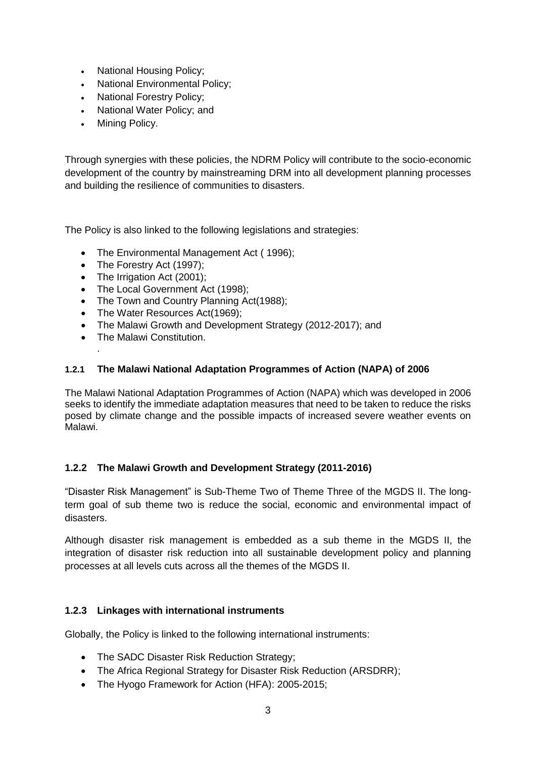- National Housing Policy;
- National Environmental Policy;
- National Forestry Policy;
- National Water Policy; and
- Mining Policy.

Through synergies with these policies, the NDRM Policy will contribute to the socio-economic development of the country by mainstreaming DRM into all development planning processes and building the resilience of communities to disasters.

The Policy is also linked to the following legislations and strategies:

- The Environmental Management Act ( 1996);
- The Forestry Act (1997);
- The Irrigation Act (2001);
- The Local Government Act (1998);
- The Town and Country Planning Act(1988);
- The Water Resources Act(1969);
- The Malawi Growth and Development Strategy (2012-2017); and
- The Malawi Constitution.

.

### 1.2.1 The Malawi National Adaptation Programmes of Action (NAPA) of 2006

The Malawi National Adaptation Programmes of Action (NAPA) which was developed in 2006 seeks to identify the immediate adaptation measures that need to be taken to reduce the risks posed by climate change and the possible impacts of increased severe weather events on Malawi.

### 1.2.2 The Malawi Growth and Development Strategy (2011-2016)

"Disaster Risk Management" is Sub-Theme Two of Theme Three of the MGDS II. The long-term goal of sub theme two is reduce the social, economic and environmental impact of disasters.

Although disaster risk management is embedded as a sub theme in the MGDS II, the integration of disaster risk reduction into all sustainable development policy and planning processes at all levels cuts across all the themes of the MGDS II.

### 1.2.3 Linkages with international instruments

Globally, the Policy is linked to the following international instruments:

- The SADC Disaster Risk Reduction Strategy;
- The Africa Regional Strategy for Disaster Risk Reduction (ARSDRR);
- The Hyogo Framework for Action (HFA): 2005-2015;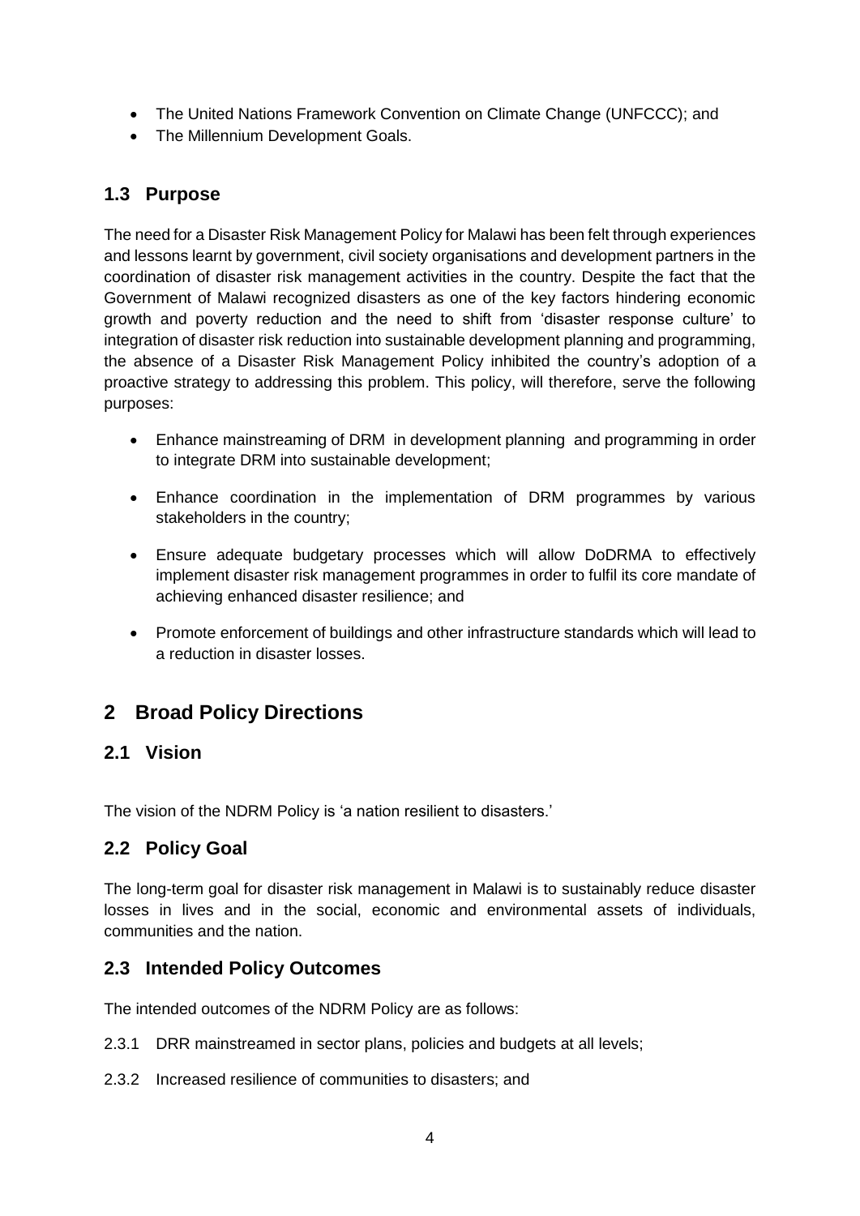- The United Nations Framework Convention on Climate Change (UNFCCC); and
- The Millennium Development Goals.

## 1.3 Purpose

The need for a Disaster Risk Management Policy for Malawi has been felt through experiences and lessons learnt by government, civil society organisations and development partners in the coordination of disaster risk management activities in the country. Despite the fact that the Government of Malawi recognized disasters as one of the key factors hindering economic growth and poverty reduction and the need to shift from 'disaster response culture' to integration of disaster risk reduction into sustainable development planning and programming, the absence of a Disaster Risk Management Policy inhibited the country's adoption of a proactive strategy to addressing this problem. This policy, will therefore, serve the following purposes:

- Enhance mainstreaming of DRM in development planning and programming in order to integrate DRM into sustainable development;
- Enhance coordination in the implementation of DRM programmes by various stakeholders in the country;
- Ensure adequate budgetary processes which will allow DoDRMA to effectively implement disaster risk management programmes in order to fulfil its core mandate of achieving enhanced disaster resilience; and
- Promote enforcement of buildings and other infrastructure standards which will lead to a reduction in disaster losses.

# 2 Broad Policy Directions

## 2.1 Vision

The vision of the NDRM Policy is 'a nation resilient to disasters.'

## 2.2 Policy Goal

The long-term goal for disaster risk management in Malawi is to sustainably reduce disaster losses in lives and in the social, economic and environmental assets of individuals, communities and the nation.

## 2.3 Intended Policy Outcomes

The intended outcomes of the NDRM Policy are as follows:

2.3.1 DRR mainstreamed in sector plans, policies and budgets at all levels;

2.3.2 Increased resilience of communities to disasters; and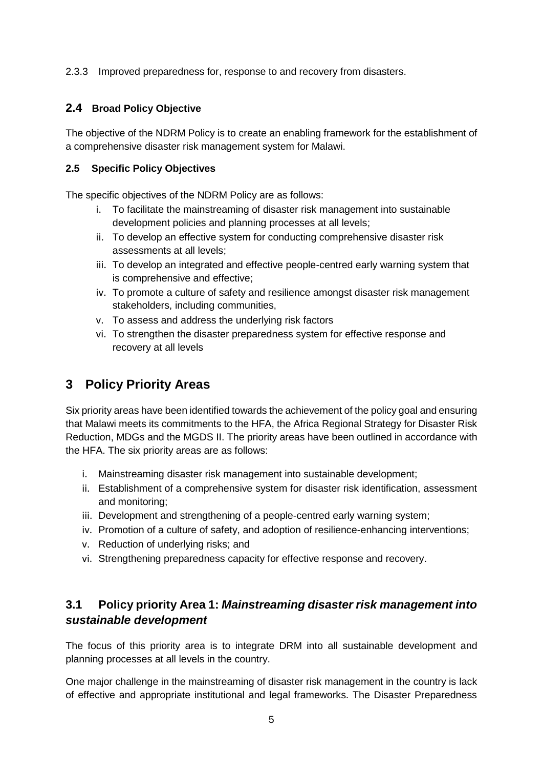2.3.3 Improved preparedness for, response to and recovery from disasters.

## 2.4 Broad Policy Objective

The objective of the NDRM Policy is to create an enabling framework for the establishment of a comprehensive disaster risk management system for Malawi.

### 2.5 Specific Policy Objectives

The specific objectives of the NDRM Policy are as follows:

i. To facilitate the mainstreaming of disaster risk management into sustainable development policies and planning processes at all levels;
ii. To develop an effective system for conducting comprehensive disaster risk assessments at all levels;
iii. To develop an integrated and effective people-centred early warning system that is comprehensive and effective;
iv. To promote a culture of safety and resilience amongst disaster risk management stakeholders, including communities,
v. To assess and address the underlying risk factors
vi. To strengthen the disaster preparedness system for effective response and recovery at all levels

# 3 Policy Priority Areas

Six priority areas have been identified towards the achievement of the policy goal and ensuring that Malawi meets its commitments to the HFA, the Africa Regional Strategy for Disaster Risk Reduction, MDGs and the MGDS II. The priority areas have been outlined in accordance with the HFA. The six priority areas are as follows:

i. Mainstreaming disaster risk management into sustainable development;
ii. Establishment of a comprehensive system for disaster risk identification, assessment and monitoring;
iii. Development and strengthening of a people-centred early warning system;
iv. Promotion of a culture of safety, and adoption of resilience-enhancing interventions;
v. Reduction of underlying risks; and
vi. Strengthening preparedness capacity for effective response and recovery.

## 3.1 Policy priority Area 1: *Mainstreaming disaster risk management into sustainable development*

The focus of this priority area is to integrate DRM into all sustainable development and planning processes at all levels in the country.

One major challenge in the mainstreaming of disaster risk management in the country is lack of effective and appropriate institutional and legal frameworks. The Disaster Preparedness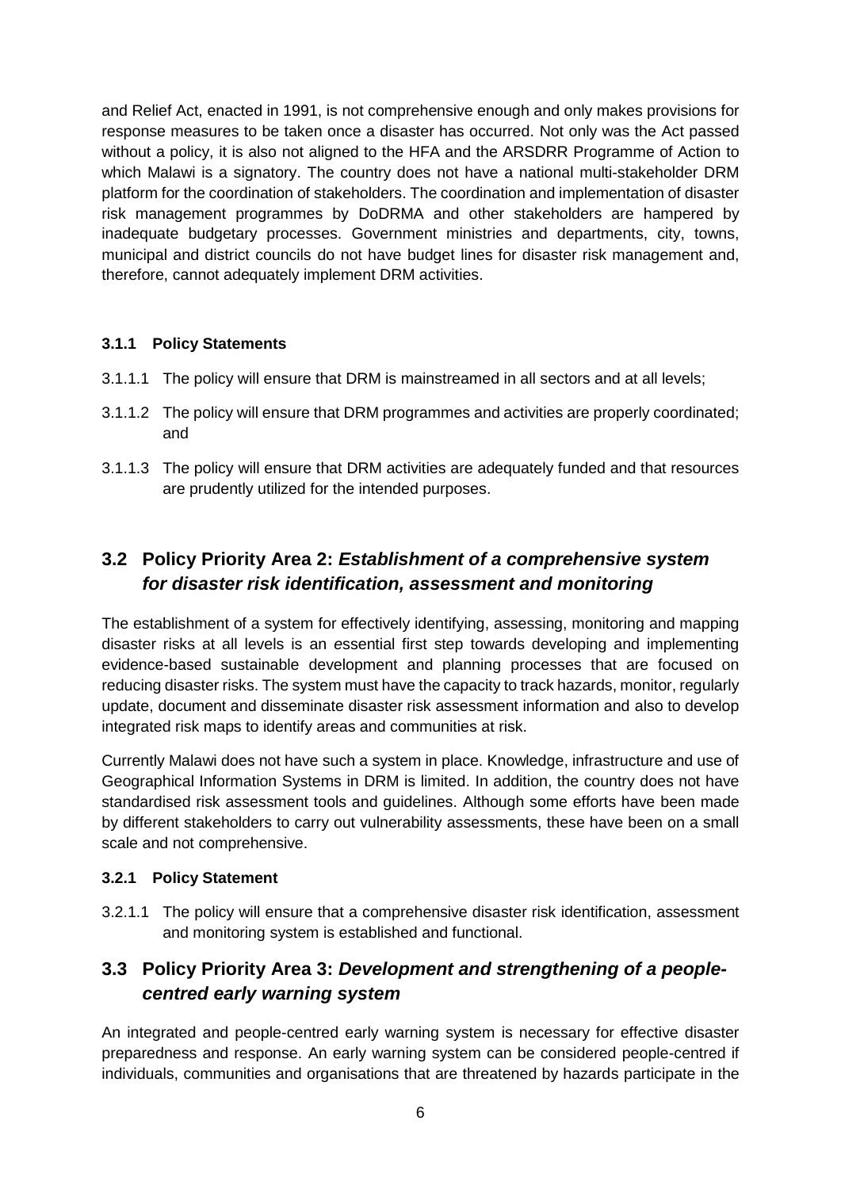and Relief Act, enacted in 1991, is not comprehensive enough and only makes provisions for response measures to be taken once a disaster has occurred. Not only was the Act passed without a policy, it is also not aligned to the HFA and the ARSDRR Programme of Action to which Malawi is a signatory. The country does not have a national multi-stakeholder DRM platform for the coordination of stakeholders. The coordination and implementation of disaster risk management programmes by DoDRMA and other stakeholders are hampered by inadequate budgetary processes. Government ministries and departments, city, towns, municipal and district councils do not have budget lines for disaster risk management and, therefore, cannot adequately implement DRM activities.

#### 3.1.1 Policy Statements

3.1.1.1 The policy will ensure that DRM is mainstreamed in all sectors and at all levels;

3.1.1.2 The policy will ensure that DRM programmes and activities are properly coordinated; and

3.1.1.3 The policy will ensure that DRM activities are adequately funded and that resources are prudently utilized for the intended purposes.

### 3.2 Policy Priority Area 2: *Establishment of a comprehensive system for disaster risk identification, assessment and monitoring*

The establishment of a system for effectively identifying, assessing, monitoring and mapping disaster risks at all levels is an essential first step towards developing and implementing evidence-based sustainable development and planning processes that are focused on reducing disaster risks. The system must have the capacity to track hazards, monitor, regularly update, document and disseminate disaster risk assessment information and also to develop integrated risk maps to identify areas and communities at risk.

Currently Malawi does not have such a system in place. Knowledge, infrastructure and use of Geographical Information Systems in DRM is limited. In addition, the country does not have standardised risk assessment tools and guidelines. Although some efforts have been made by different stakeholders to carry out vulnerability assessments, these have been on a small scale and not comprehensive.

#### 3.2.1 Policy Statement

3.2.1.1 The policy will ensure that a comprehensive disaster risk identification, assessment and monitoring system is established and functional.

### 3.3 Policy Priority Area 3: *Development and strengthening of a people-centred early warning system*

An integrated and people-centred early warning system is necessary for effective disaster preparedness and response. An early warning system can be considered people-centred if individuals, communities and organisations that are threatened by hazards participate in the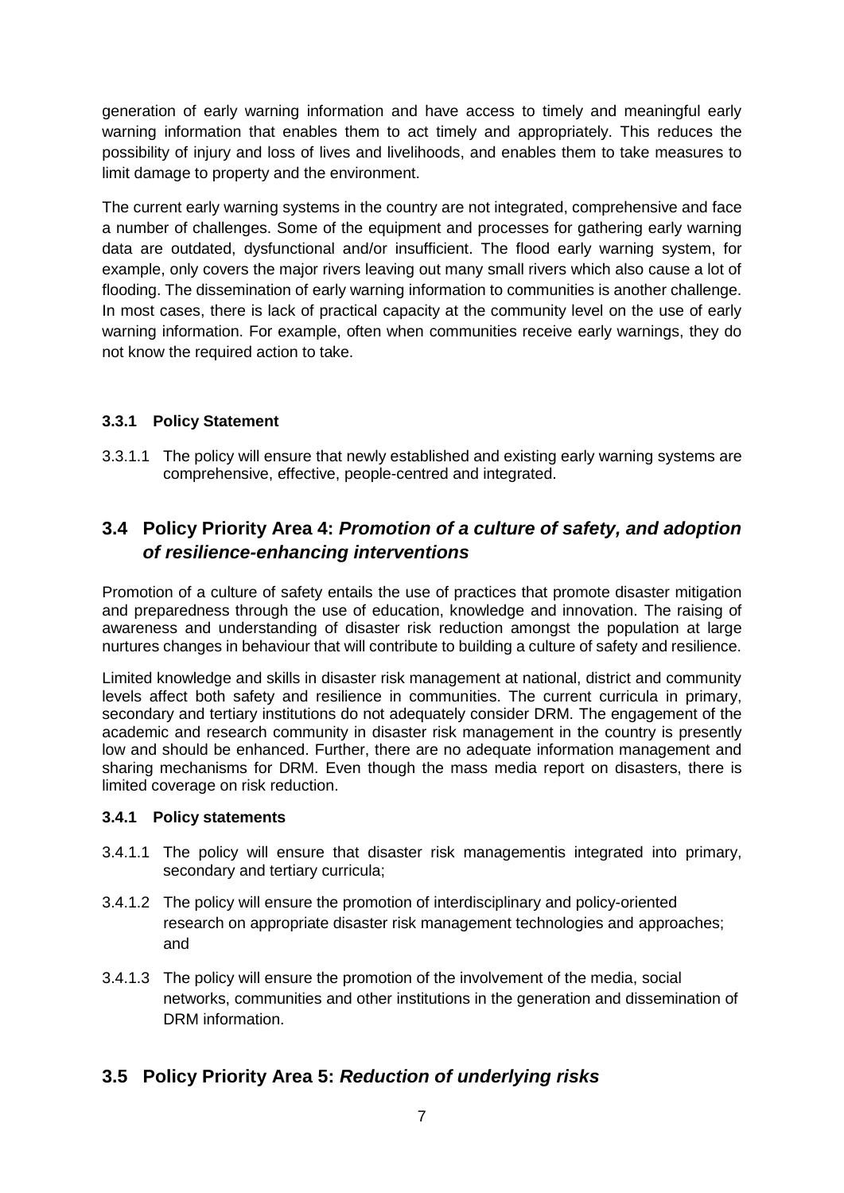generation of early warning information and have access to timely and meaningful early warning information that enables them to act timely and appropriately. This reduces the possibility of injury and loss of lives and livelihoods, and enables them to take measures to limit damage to property and the environment.

The current early warning systems in the country are not integrated, comprehensive and face a number of challenges. Some of the equipment and processes for gathering early warning data are outdated, dysfunctional and/or insufficient. The flood early warning system, for example, only covers the major rivers leaving out many small rivers which also cause a lot of flooding. The dissemination of early warning information to communities is another challenge. In most cases, there is lack of practical capacity at the community level on the use of early warning information. For example, often when communities receive early warnings, they do not know the required action to take.

#### 3.3.1 Policy Statement

3.3.1.1 The policy will ensure that newly established and existing early warning systems are comprehensive, effective, people-centred and integrated.

## 3.4 Policy Priority Area 4: *Promotion of a culture of safety, and adoption of resilience-enhancing interventions*

Promotion of a culture of safety entails the use of practices that promote disaster mitigation and preparedness through the use of education, knowledge and innovation. The raising of awareness and understanding of disaster risk reduction amongst the population at large nurtures changes in behaviour that will contribute to building a culture of safety and resilience.

Limited knowledge and skills in disaster risk management at national, district and community levels affect both safety and resilience in communities. The current curricula in primary, secondary and tertiary institutions do not adequately consider DRM. The engagement of the academic and research community in disaster risk management in the country is presently low and should be enhanced. Further, there are no adequate information management and sharing mechanisms for DRM. Even though the mass media report on disasters, there is limited coverage on risk reduction.

#### 3.4.1 Policy statements

3.4.1.1 The policy will ensure that disaster risk managementis integrated into primary, secondary and tertiary curricula;

3.4.1.2 The policy will ensure the promotion of interdisciplinary and policy-oriented research on appropriate disaster risk management technologies and approaches; and

3.4.1.3 The policy will ensure the promotion of the involvement of the media, social networks, communities and other institutions in the generation and dissemination of DRM information.

## 3.5 Policy Priority Area 5: *Reduction of underlying risks*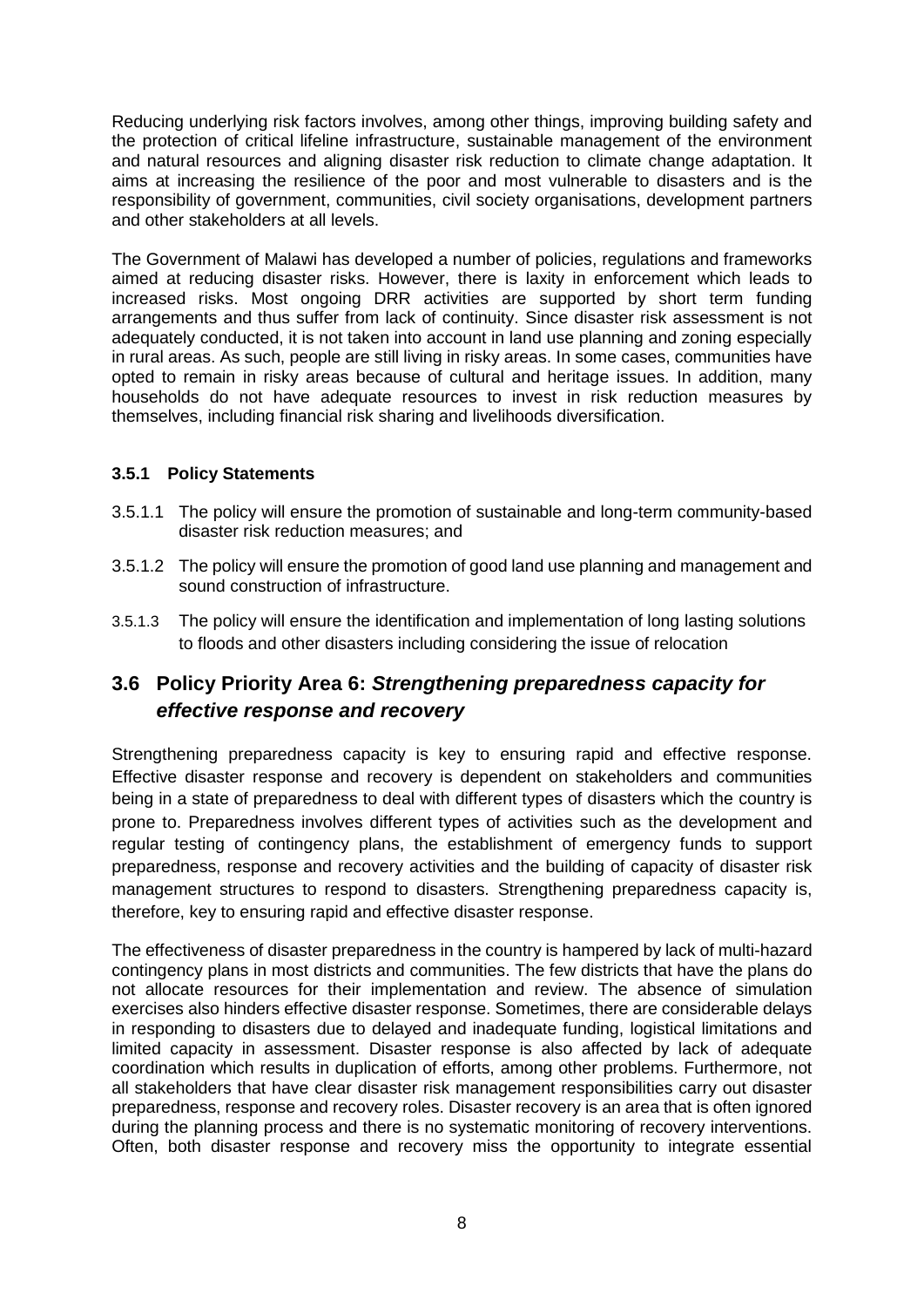Reducing underlying risk factors involves, among other things, improving building safety and the protection of critical lifeline infrastructure, sustainable management of the environment and natural resources and aligning disaster risk reduction to climate change adaptation. It aims at increasing the resilience of the poor and most vulnerable to disasters and is the responsibility of government, communities, civil society organisations, development partners and other stakeholders at all levels.

The Government of Malawi has developed a number of policies, regulations and frameworks aimed at reducing disaster risks. However, there is laxity in enforcement which leads to increased risks. Most ongoing DRR activities are supported by short term funding arrangements and thus suffer from lack of continuity. Since disaster risk assessment is not adequately conducted, it is not taken into account in land use planning and zoning especially in rural areas. As such, people are still living in risky areas. In some cases, communities have opted to remain in risky areas because of cultural and heritage issues. In addition, many households do not have adequate resources to invest in risk reduction measures by themselves, including financial risk sharing and livelihoods diversification.

### 3.5.1 Policy Statements

3.5.1.1 The policy will ensure the promotion of sustainable and long-term community-based disaster risk reduction measures; and

3.5.1.2 The policy will ensure the promotion of good land use planning and management and sound construction of infrastructure.

3.5.1.3 The policy will ensure the identification and implementation of long lasting solutions to floods and other disasters including considering the issue of relocation

## 3.6 Policy Priority Area 6: *Strengthening preparedness capacity for effective response and recovery*

Strengthening preparedness capacity is key to ensuring rapid and effective response. Effective disaster response and recovery is dependent on stakeholders and communities being in a state of preparedness to deal with different types of disasters which the country is prone to. Preparedness involves different types of activities such as the development and regular testing of contingency plans, the establishment of emergency funds to support preparedness, response and recovery activities and the building of capacity of disaster risk management structures to respond to disasters. Strengthening preparedness capacity is, therefore, key to ensuring rapid and effective disaster response.

The effectiveness of disaster preparedness in the country is hampered by lack of multi-hazard contingency plans in most districts and communities. The few districts that have the plans do not allocate resources for their implementation and review. The absence of simulation exercises also hinders effective disaster response. Sometimes, there are considerable delays in responding to disasters due to delayed and inadequate funding, logistical limitations and limited capacity in assessment. Disaster response is also affected by lack of adequate coordination which results in duplication of efforts, among other problems. Furthermore, not all stakeholders that have clear disaster risk management responsibilities carry out disaster preparedness, response and recovery roles. Disaster recovery is an area that is often ignored during the planning process and there is no systematic monitoring of recovery interventions. Often, both disaster response and recovery miss the opportunity to integrate essential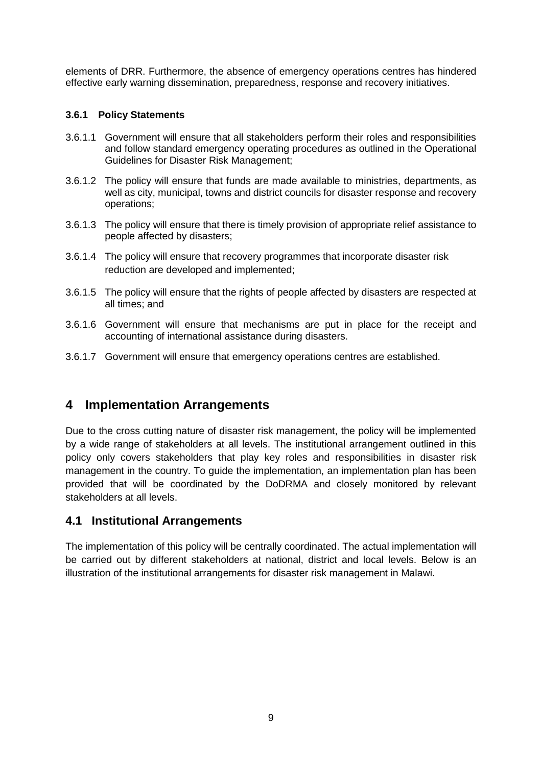elements of DRR. Furthermore, the absence of emergency operations centres has hindered effective early warning dissemination, preparedness, response and recovery initiatives.

### 3.6.1 Policy Statements

3.6.1.1 Government will ensure that all stakeholders perform their roles and responsibilities and follow standard emergency operating procedures as outlined in the Operational Guidelines for Disaster Risk Management;

3.6.1.2 The policy will ensure that funds are made available to ministries, departments, as well as city, municipal, towns and district councils for disaster response and recovery operations;

3.6.1.3 The policy will ensure that there is timely provision of appropriate relief assistance to people affected by disasters;

3.6.1.4 The policy will ensure that recovery programmes that incorporate disaster risk reduction are developed and implemented;

3.6.1.5 The policy will ensure that the rights of people affected by disasters are respected at all times; and

3.6.1.6 Government will ensure that mechanisms are put in place for the receipt and accounting of international assistance during disasters.

3.6.1.7 Government will ensure that emergency operations centres are established.

# 4 Implementation Arrangements

Due to the cross cutting nature of disaster risk management, the policy will be implemented by a wide range of stakeholders at all levels. The institutional arrangement outlined in this policy only covers stakeholders that play key roles and responsibilities in disaster risk management in the country. To guide the implementation, an implementation plan has been provided that will be coordinated by the DoDRMA and closely monitored by relevant stakeholders at all levels.

## 4.1 Institutional Arrangements

The implementation of this policy will be centrally coordinated. The actual implementation will be carried out by different stakeholders at national, district and local levels. Below is an illustration of the institutional arrangements for disaster risk management in Malawi.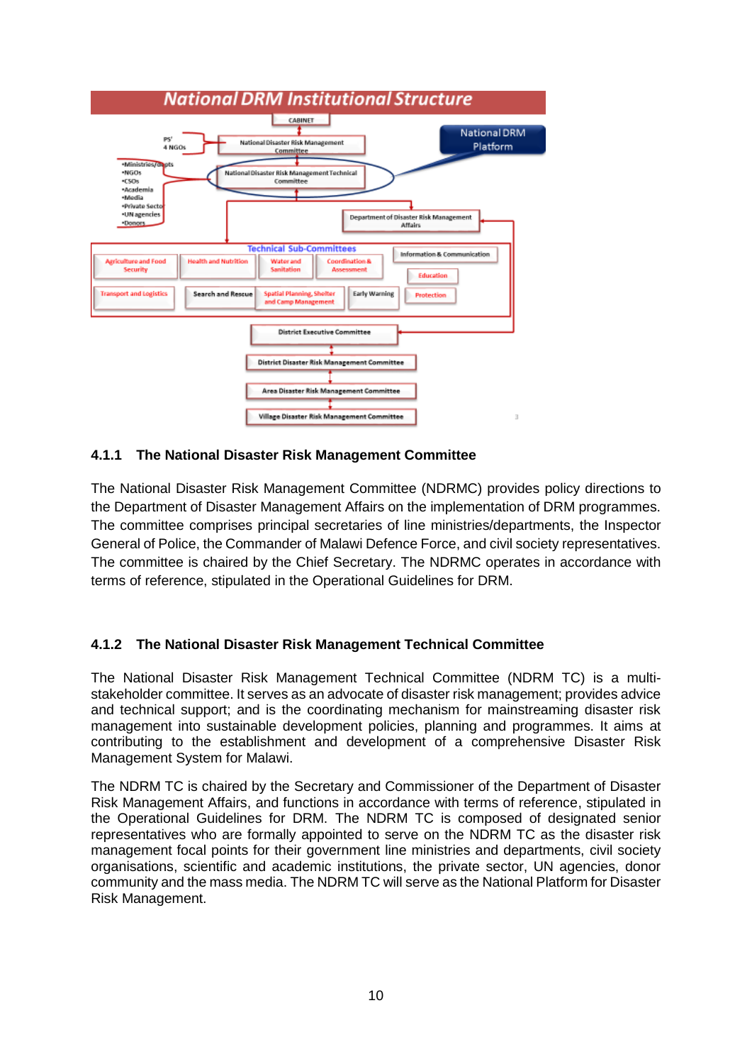**National DRM Institutional Structure**

CABINET

PS'
4 NGOs

National Disaster Risk Management Committee

National DRM Platform

•Ministries/depts
•NGOs
•CSOs
•Academia
•Media
•Private Sector
•UN agencies
•Donors

National Disaster Risk Management Technical Committee

Department of Disaster Risk Management Affairs

Technical Sub-Committees

- Agriculture and Food Security
- Health and Nutrition
- Water and Sanitation
- Coordination & Assessment
- Information & Communication
- Education
- Transport and Logistics
- Search and Rescue
- Spatial Planning, Shelter and Camp Management
- Early Warning
- Protection

District Executive Committee

District Disaster Risk Management Committee

Area Disaster Risk Management Committee

Village Disaster Risk Management Committee

### 4.1.1 The National Disaster Risk Management Committee

The National Disaster Risk Management Committee (NDRMC) provides policy directions to the Department of Disaster Management Affairs on the implementation of DRM programmes. The committee comprises principal secretaries of line ministries/departments, the Inspector General of Police, the Commander of Malawi Defence Force, and civil society representatives. The committee is chaired by the Chief Secretary. The NDRMC operates in accordance with terms of reference, stipulated in the Operational Guidelines for DRM.

### 4.1.2 The National Disaster Risk Management Technical Committee

The National Disaster Risk Management Technical Committee (NDRM TC) is a multi-stakeholder committee. It serves as an advocate of disaster risk management; provides advice and technical support; and is the coordinating mechanism for mainstreaming disaster risk management into sustainable development policies, planning and programmes. It aims at contributing to the establishment and development of a comprehensive Disaster Risk Management System for Malawi.

The NDRM TC is chaired by the Secretary and Commissioner of the Department of Disaster Risk Management Affairs, and functions in accordance with terms of reference, stipulated in the Operational Guidelines for DRM. The NDRM TC is composed of designated senior representatives who are formally appointed to serve on the NDRM TC as the disaster risk management focal points for their government line ministries and departments, civil society organisations, scientific and academic institutions, the private sector, UN agencies, donor community and the mass media. The NDRM TC will serve as the National Platform for Disaster Risk Management.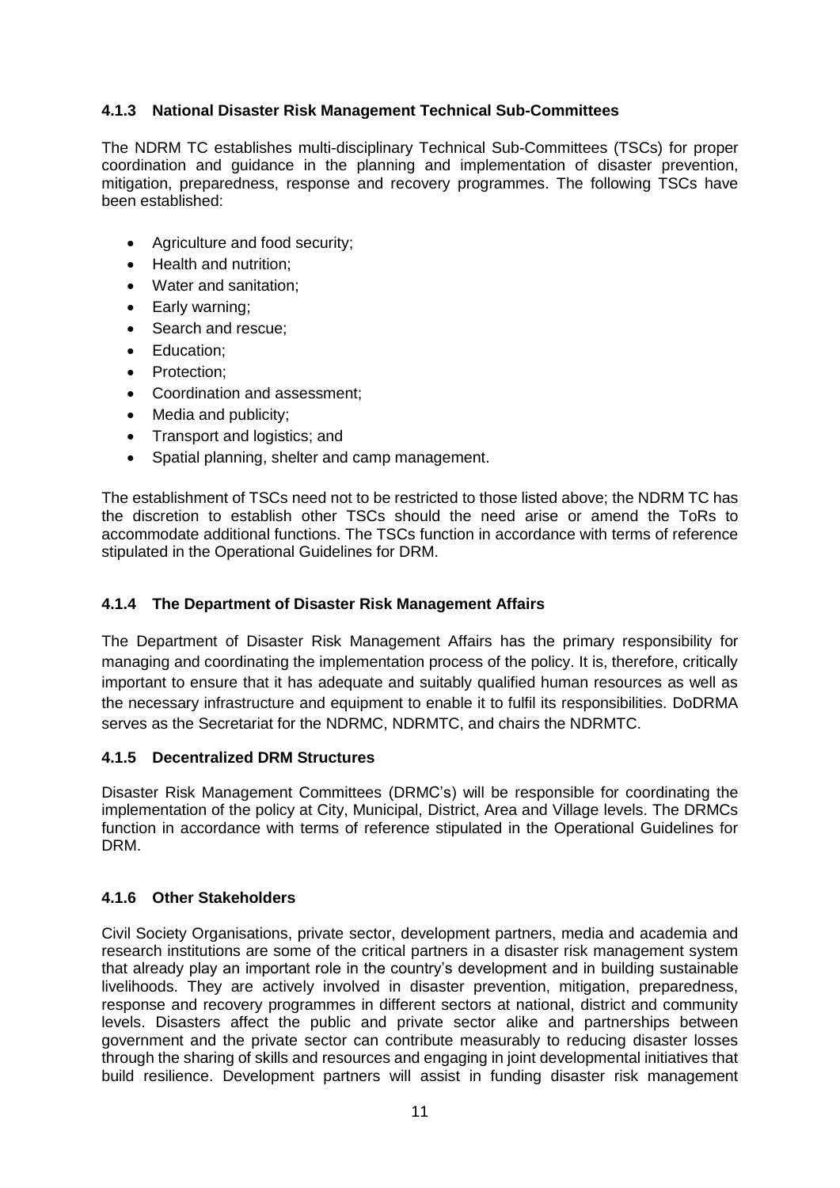### 4.1.3 National Disaster Risk Management Technical Sub-Committees

The NDRM TC establishes multi-disciplinary Technical Sub-Committees (TSCs) for proper coordination and guidance in the planning and implementation of disaster prevention, mitigation, preparedness, response and recovery programmes. The following TSCs have been established:

- Agriculture and food security;
- Health and nutrition;
- Water and sanitation;
- Early warning;
- Search and rescue;
- Education;
- Protection;
- Coordination and assessment;
- Media and publicity;
- Transport and logistics; and
- Spatial planning, shelter and camp management.

The establishment of TSCs need not to be restricted to those listed above; the NDRM TC has the discretion to establish other TSCs should the need arise or amend the ToRs to accommodate additional functions. The TSCs function in accordance with terms of reference stipulated in the Operational Guidelines for DRM.

### 4.1.4 The Department of Disaster Risk Management Affairs

The Department of Disaster Risk Management Affairs has the primary responsibility for managing and coordinating the implementation process of the policy. It is, therefore, critically important to ensure that it has adequate and suitably qualified human resources as well as the necessary infrastructure and equipment to enable it to fulfil its responsibilities. DoDRMA serves as the Secretariat for the NDRMC, NDRMTC, and chairs the NDRMTC.

### 4.1.5 Decentralized DRM Structures

Disaster Risk Management Committees (DRMC's) will be responsible for coordinating the implementation of the policy at City, Municipal, District, Area and Village levels. The DRMCs function in accordance with terms of reference stipulated in the Operational Guidelines for DRM.

### 4.1.6 Other Stakeholders

Civil Society Organisations, private sector, development partners, media and academia and research institutions are some of the critical partners in a disaster risk management system that already play an important role in the country's development and in building sustainable livelihoods. They are actively involved in disaster prevention, mitigation, preparedness, response and recovery programmes in different sectors at national, district and community levels. Disasters affect the public and private sector alike and partnerships between government and the private sector can contribute measurably to reducing disaster losses through the sharing of skills and resources and engaging in joint developmental initiatives that build resilience. Development partners will assist in funding disaster risk management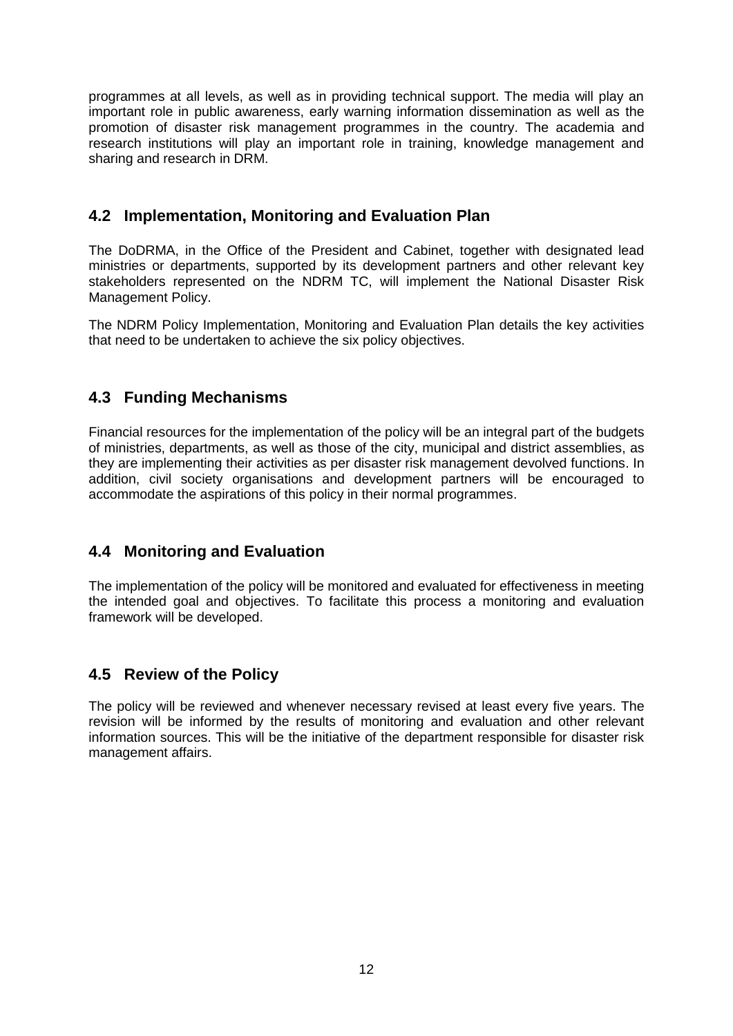programmes at all levels, as well as in providing technical support. The media will play an important role in public awareness, early warning information dissemination as well as the promotion of disaster risk management programmes in the country. The academia and research institutions will play an important role in training, knowledge management and sharing and research in DRM.

## 4.2 Implementation, Monitoring and Evaluation Plan

The DoDRMA, in the Office of the President and Cabinet, together with designated lead ministries or departments, supported by its development partners and other relevant key stakeholders represented on the NDRM TC, will implement the National Disaster Risk Management Policy.

The NDRM Policy Implementation, Monitoring and Evaluation Plan details the key activities that need to be undertaken to achieve the six policy objectives.

## 4.3 Funding Mechanisms

Financial resources for the implementation of the policy will be an integral part of the budgets of ministries, departments, as well as those of the city, municipal and district assemblies, as they are implementing their activities as per disaster risk management devolved functions. In addition, civil society organisations and development partners will be encouraged to accommodate the aspirations of this policy in their normal programmes.

## 4.4 Monitoring and Evaluation

The implementation of the policy will be monitored and evaluated for effectiveness in meeting the intended goal and objectives. To facilitate this process a monitoring and evaluation framework will be developed.

## 4.5 Review of the Policy

The policy will be reviewed and whenever necessary revised at least every five years. The revision will be informed by the results of monitoring and evaluation and other relevant information sources. This will be the initiative of the department responsible for disaster risk management affairs.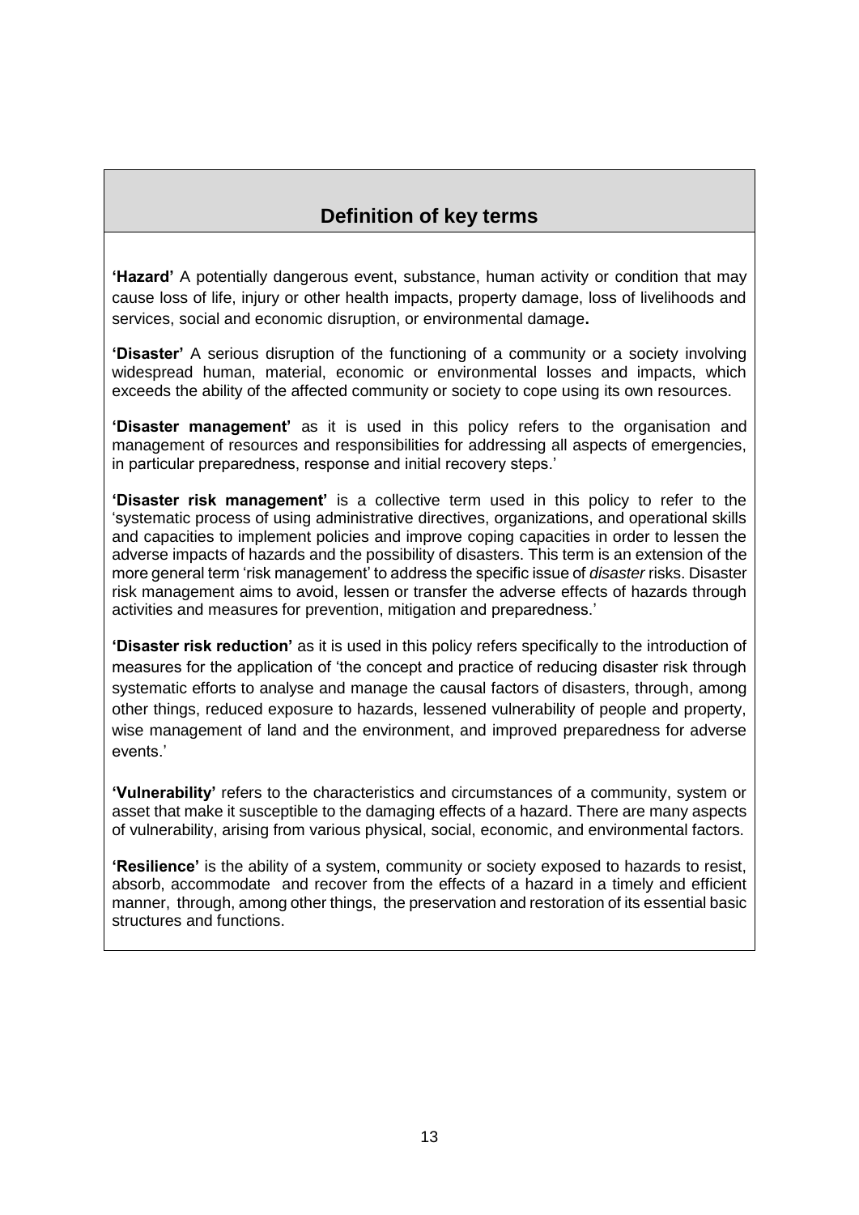## Definition of key terms

**'Hazard'** A potentially dangerous event, substance, human activity or condition that may cause loss of life, injury or other health impacts, property damage, loss of livelihoods and services, social and economic disruption, or environmental damage**.**

**'Disaster'** A serious disruption of the functioning of a community or a society involving widespread human, material, economic or environmental losses and impacts, which exceeds the ability of the affected community or society to cope using its own resources.

**'Disaster management'** as it is used in this policy refers to the organisation and management of resources and responsibilities for addressing all aspects of emergencies, in particular preparedness, response and initial recovery steps.'

**'Disaster risk management'** is a collective term used in this policy to refer to the 'systematic process of using administrative directives, organizations, and operational skills and capacities to implement policies and improve coping capacities in order to lessen the adverse impacts of hazards and the possibility of disasters. This term is an extension of the more general term 'risk management' to address the specific issue of *disaster* risks. Disaster risk management aims to avoid, lessen or transfer the adverse effects of hazards through activities and measures for prevention, mitigation and preparedness.'

**'Disaster risk reduction'** as it is used in this policy refers specifically to the introduction of measures for the application of 'the concept and practice of reducing disaster risk through systematic efforts to analyse and manage the causal factors of disasters, through, among other things, reduced exposure to hazards, lessened vulnerability of people and property, wise management of land and the environment, and improved preparedness for adverse events.'

**'Vulnerability'** refers to the characteristics and circumstances of a community, system or asset that make it susceptible to the damaging effects of a hazard. There are many aspects of vulnerability, arising from various physical, social, economic, and environmental factors.

**'Resilience'** is the ability of a system, community or society exposed to hazards to resist, absorb, accommodate and recover from the effects of a hazard in a timely and efficient manner, through, among other things, the preservation and restoration of its essential basic structures and functions.